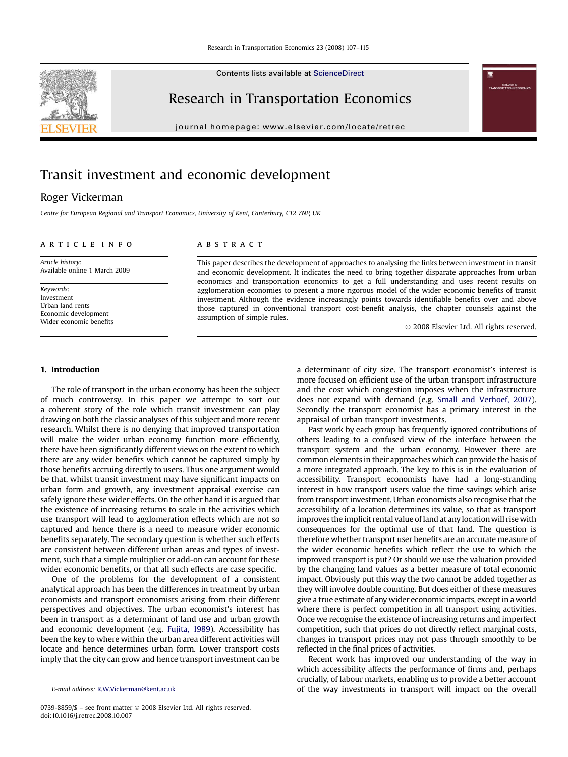# Transit investment and economic development

Roger Vickerman

*Centre for European Regional and Transport Economics, University of Kent, Canterbury, CT2 7NP, UK*

**ARTICLE INFO**

*Article history:*
Available online 1 March 2009

*Keywords:*
Investment
Urban land rents
Economic development
Wider economic benefits

**ABSTRACT**

This paper describes the development of approaches to analysing the links between investment in transit and economic development. It indicates the need to bring together disparate approaches from urban economics and transportation economics to get a full understanding and uses recent results on agglomeration economies to present a more rigorous model of the wider economic benefits of transit investment. Although the evidence increasingly points towards identifiable benefits over and above those captured in conventional transport cost-benefit analysis, the chapter counsels against the assumption of simple rules.

© 2008 Elsevier Ltd. All rights reserved.

## 1. Introduction

The role of transport in the urban economy has been the subject of much controversy. In this paper we attempt to sort out a coherent story of the role which transit investment can play drawing on both the classic analyses of this subject and more recent research. Whilst there is no denying that improved transportation will make the wider urban economy function more efficiently, there have been significantly different views on the extent to which there are any wider benefits which cannot be captured simply by those benefits accruing directly to users. Thus one argument would be that, whilst transit investment may have significant impacts on urban form and growth, any investment appraisal exercise can safely ignore these wider effects. On the other hand it is argued that the existence of increasing returns to scale in the activities which use transport will lead to agglomeration effects which are not so captured and hence there is a need to measure wider economic benefits separately. The secondary question is whether such effects are consistent between different urban areas and types of investment, such that a simple multiplier or add-on can account for these wider economic benefits, or that all such effects are case specific.

One of the problems for the development of a consistent analytical approach has been the differences in treatment by urban economists and transport economists arising from their different perspectives and objectives. The urban economist's interest has been in transport as a determinant of land use and urban growth and economic development (e.g. Fujita, 1989). Accessibility has been the key to where within the urban area different activities will locate and hence determines urban form. Lower transport costs imply that the city can grow and hence transport investment can be a determinant of city size. The transport economist's interest is more focused on efficient use of the urban transport infrastructure and the cost which congestion imposes when the infrastructure does not expand with demand (e.g. Small and Verhoef, 2007). Secondly the transport economist has a primary interest in the appraisal of urban transport investments.

Past work by each group has frequently ignored contributions of others leading to a confused view of the interface between the transport system and the urban economy. However there are common elements in their approaches which can provide the basis of a more integrated approach. The key to this is in the evaluation of accessibility. Transport economists have had a long-stranding interest in how transport users value the time savings which arise from transport investment. Urban economists also recognise that the accessibility of a location determines its value, so that as transport improves the implicit rental value of land at any location will rise with consequences for the optimal use of that land. The question is therefore whether transport user benefits are an accurate measure of the wider economic benefits which reflect the use to which the improved transport is put? Or should we use the valuation provided by the changing land values as a better measure of total economic impact. Obviously put this way the two cannot be added together as they will involve double counting. But does either of these measures give a true estimate of any wider economic impacts, except in a world where there is perfect competition in all transport using activities. Once we recognise the existence of increasing returns and imperfect competition, such that prices do not directly reflect marginal costs, changes in transport prices may not pass through smoothly to be reflected in the final prices of activities.

Recent work has improved our understanding of the way in which accessibility affects the performance of firms and, perhaps crucially, of labour markets, enabling us to provide a better account of the way investments in transport will impact on the overall

E-mail address: R.W.Vickerman@kent.ac.uk

0739-8859/$ – see front matter © 2008 Elsevier Ltd. All rights reserved.
doi:10.1016/j.retrec.2008.10.007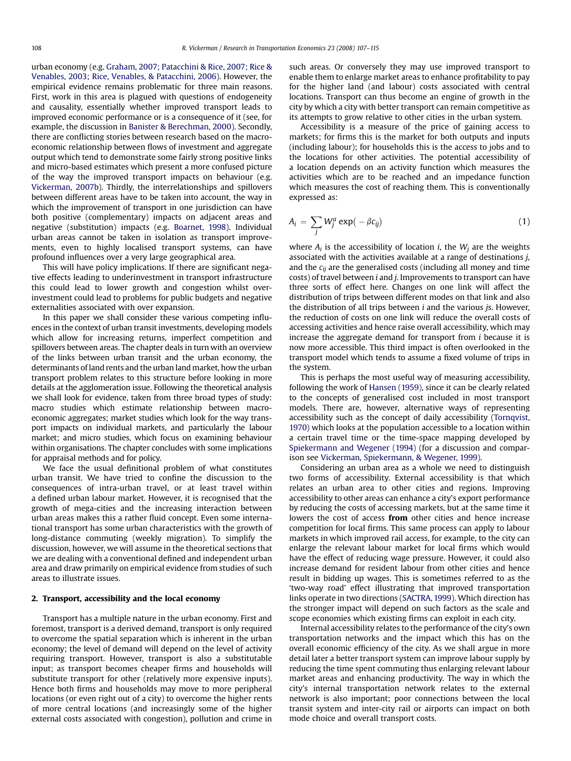urban economy (e.g. Graham, 2007; Patacchini & Rice, 2007; Rice & Venables, 2003; Rice, Venables, & Patacchini, 2006). However, the empirical evidence remains problematic for three main reasons. First, work in this area is plagued with questions of endogeneity and causality, essentially whether improved transport leads to improved economic performance or is a consequence of it (see, for example, the discussion in Banister & Berechman, 2000). Secondly, there are conflicting stories between research based on the macroeconomic relationship between flows of investment and aggregate output which tend to demonstrate some fairly strong positive links and micro-based estimates which present a more confused picture of the way the improved transport impacts on behaviour (e.g. Vickerman, 2007b). Thirdly, the interrelationships and spillovers between different areas have to be taken into account, the way in which the improvement of transport in one jurisdiction can have both positive (complementary) impacts on adjacent areas and negative (substitution) impacts (e.g. Boarnet, 1998). Individual urban areas cannot be taken in isolation as transport improvements, even to highly localised transport systems, can have profound influences over a very large geographical area.

This will have policy implications. If there are significant negative effects leading to underinvestment in transport infrastructure this could lead to lower growth and congestion whilst overinvestment could lead to problems for public budgets and negative externalities associated with over expansion.

In this paper we shall consider these various competing influences in the context of urban transit investments, developing models which allow for increasing returns, imperfect competition and spillovers between areas. The chapter deals in turn with an overview of the links between urban transit and the urban economy, the determinants of land rents and the urban land market, how the urban transport problem relates to this structure before looking in more details at the agglomeration issue. Following the theoretical analysis we shall look for evidence, taken from three broad types of study: macro studies which estimate relationship between macroeconomic aggregates; market studies which look for the way transport impacts on individual markets, and particularly the labour market; and micro studies, which focus on examining behaviour within organisations. The chapter concludes with some implications for appraisal methods and for policy.

We face the usual definitional problem of what constitutes urban transit. We have tried to confine the discussion to the consequences of intra-urban travel, or at least travel within a defined urban labour market. However, it is recognised that the growth of mega-cities and the increasing interaction between urban areas makes this a rather fluid concept. Even some international transport has some urban characteristics with the growth of long-distance commuting (weekly migration). To simplify the discussion, however, we will assume in the theoretical sections that we are dealing with a conventional defined and independent urban area and draw primarily on empirical evidence from studies of such areas to illustrate issues.

## 2. Transport, accessibility and the local economy

Transport has a multiple nature in the urban economy. First and foremost, transport is a derived demand, transport is only required to overcome the spatial separation which is inherent in the urban economy; the level of demand will depend on the level of activity requiring transport. However, transport is also a substitutable input; as transport becomes cheaper firms and households will substitute transport for other (relatively more expensive inputs). Hence both firms and households may move to more peripheral locations (or even right out of a city) to overcome the higher rents of more central locations (and increasingly some of the higher external costs associated with congestion), pollution and crime in such areas. Or conversely they may use improved transport to enable them to enlarge market areas to enhance profitability to pay for the higher land (and labour) costs associated with central locations. Transport can thus become an engine of growth in the city by which a city with better transport can remain competitive as its attempts to grow relative to other cities in the urban system.

Accessibility is a measure of the price of gaining access to markets; for firms this is the market for both outputs and inputs (including labour); for households this is the access to jobs and to the locations for other activities. The potential accessibility of a location depends on an activity function which measures the activities which are to be reached and an impedance function which measures the cost of reaching them. This is conventionally expressed as:

$$A_i = \sum_j W_j^a \exp(-\beta c_{ij}) \tag{1}$$

where $A_i$ is the accessibility of location $i$, the $W_j$ are the weights associated with the activities available at a range of destinations $j$, and the $c_{ij}$ are the generalised costs (including all money and time costs) of travel between $i$ and $j$. Improvements to transport can have three sorts of effect here. Changes on one link will affect the distribution of trips between different modes on that link and also the distribution of all trips between $i$ and the various $j$s. However, the reduction of costs on one link will reduce the overall costs of accessing activities and hence raise overall accessibility, which may increase the aggregate demand for transport from $i$ because it is now more accessible. This third impact is often overlooked in the transport model which tends to assume a fixed volume of trips in the system.

This is perhaps the most useful way of measuring accessibility, following the work of Hansen (1959), since it can be clearly related to the concepts of generalised cost included in most transport models. There are, however, alternative ways of representing accessibility such as the concept of daily accessibility (Tornqvist, 1970) which looks at the population accessible to a location within a certain travel time or the time-space mapping developed by Spiekermann and Wegener (1994) (for a discussion and comparison see Vickerman, Spiekermann, & Wegener, 1999).

Considering an urban area as a whole we need to distinguish two forms of accessibility. External accessibility is that which relates an urban area to other cities and regions. Improving accessibility to other areas can enhance a city's export performance by reducing the costs of accessing markets, but at the same time it lowers the cost of access **from** other cities and hence increase competition for local firms. This same process can apply to labour markets in which improved rail access, for example, to the city can enlarge the relevant labour market for local firms which would have the effect of reducing wage pressure. However, it could also increase demand for resident labour from other cities and hence result in bidding up wages. This is sometimes referred to as the 'two-way road' effect illustrating that improved transportation links operate in two directions (SACTRA, 1999). Which direction has the stronger impact will depend on such factors as the scale and scope economies which existing firms can exploit in each city.

Internal accessibility relates to the performance of the city's own transportation networks and the impact which this has on the overall economic efficiency of the city. As we shall argue in more detail later a better transport system can improve labour supply by reducing the time spent commuting thus enlarging relevant labour market areas and enhancing productivity. The way in which the city's internal transportation network relates to the external network is also important; poor connections between the local transit system and inter-city rail or airports can impact on both mode choice and overall transport costs.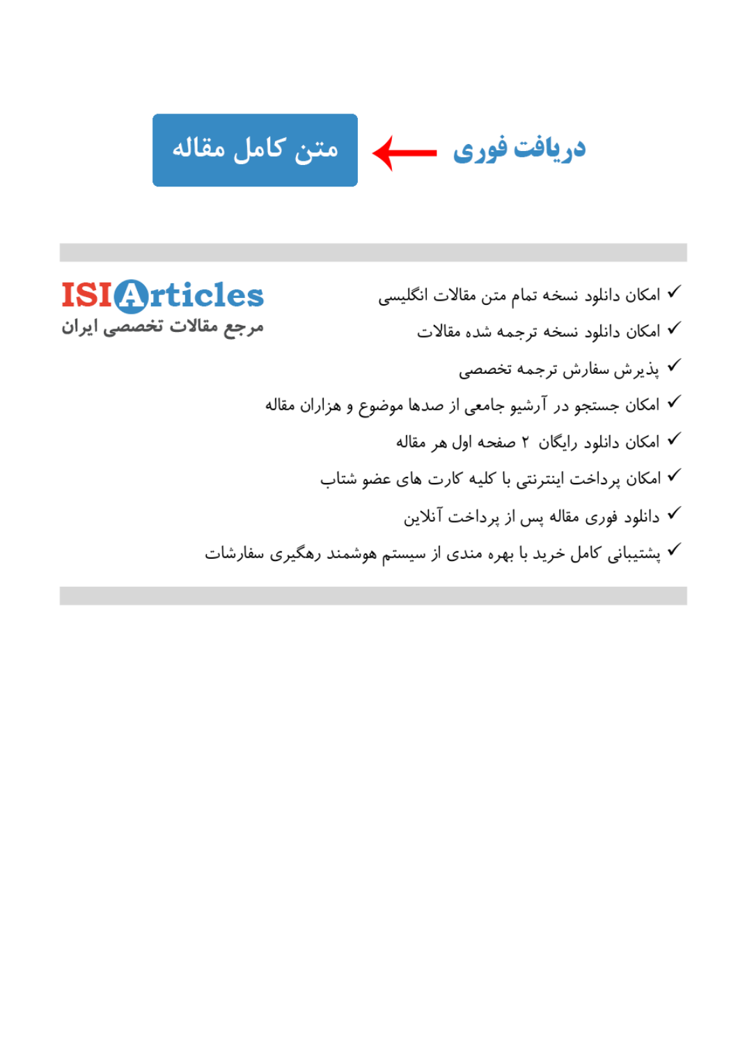دریافت فوری ← **متن کامل مقاله**

**ISIArticles**
مرجع مقالات تخصصی ایران

- ✓ امکان دانلود نسخه تمام متن مقالات انگلیسی
- ✓ امکان دانلود نسخه ترجمه شده مقالات
- ✓ پذیرش سفارش ترجمه تخصصی
- ✓ امکان جستجو در آرشیو جامعی از صدها موضوع و هزاران مقاله
- ✓ امکان دانلود رایگان ۲ صفحه اول هر مقاله
- ✓ امکان پرداخت اینترنتی با کلیه کارت های عضو شتاب
- ✓ دانلود فوری مقاله پس از پرداخت آنلاین
- ✓ پشتیبانی کامل خرید با بهره مندی از سیستم هوشمند رهگیری سفارشات